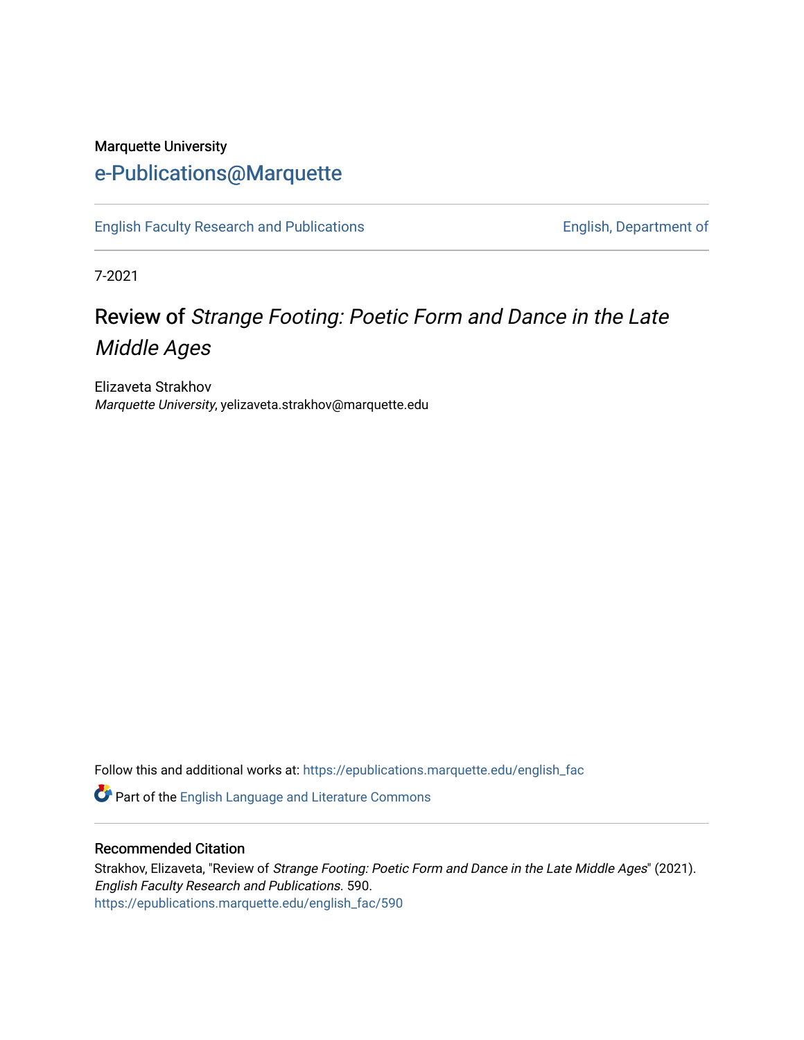Marquette University

# e-Publications@Marquette

English Faculty Research and Publications | English, Department of

7-2021

# Review of *Strange Footing: Poetic Form and Dance in the Late Middle Ages*

Elizaveta Strakhov
*Marquette University*, yelizaveta.strakhov@marquette.edu

Follow this and additional works at: https://epublications.marquette.edu/english_fac

Part of the English Language and Literature Commons

## Recommended Citation

Strakhov, Elizaveta, "Review of *Strange Footing: Poetic Form and Dance in the Late Middle Ages*" (2021). *English Faculty Research and Publications*. 590.
https://epublications.marquette.edu/english_fac/590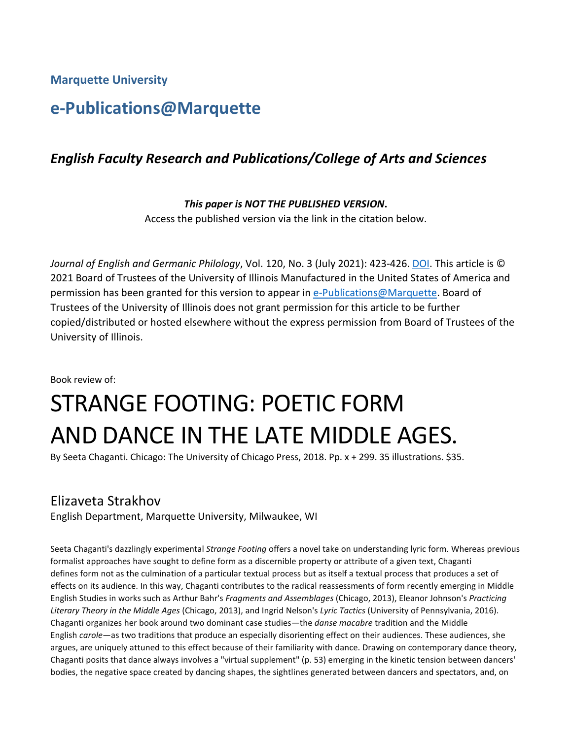**Marquette University**

## e-Publications@Marquette

### *English Faculty Research and Publications/College of Arts and Sciences*

***This paper is NOT THE PUBLISHED VERSION*****.**
Access the published version via the link in the citation below.

*Journal of English and Germanic Philology*, Vol. 120, No. 3 (July 2021): 423-426. DOI. This article is © 2021 Board of Trustees of the University of Illinois Manufactured in the United States of America and permission has been granted for this version to appear in e-Publications@Marquette. Board of Trustees of the University of Illinois does not grant permission for this article to be further copied/distributed or hosted elsewhere without the express permission from Board of Trustees of the University of Illinois.

Book review of:

# STRANGE FOOTING: POETIC FORM AND DAND IN THE LATE MIDDLE AGES.

By Seeta Chaganti. Chicago: The University of Chicago Press, 2018. Pp. x + 299. 35 illustrations. $35.

Elizaveta Strakhov
English Department, Marquette University, Milwaukee, WI

Seeta Chaganti's dazzlingly experimental *Strange Footing* offers a novel take on understanding lyric form. Whereas previous formalist approaches have sought to define form as a discernible property or attribute of a given text, Chaganti defines form not as the culmination of a particular textual process but as itself a textual process that produces a set of effects on its audience. In this way, Chaganti contributes to the radical reassessments of form recently emerging in Middle English Studies in works such as Arthur Bahr's *Fragments and Assemblages* (Chicago, 2013), Eleanor Johnson's *Practicing Literary Theory in the Middle Ages* (Chicago, 2013), and Ingrid Nelson's *Lyric Tactics* (University of Pennsylvania, 2016). Chaganti organizes her book around two dominant case studies—the *danse macabre* tradition and the Middle English *carole*—as two traditions that produce an especially disorienting effect on their audiences. These audiences, she argues, are uniquely attuned to this effect because of their familiarity with dance. Drawing on contemporary dance theory, Chaganti posits that dance always involves a "virtual supplement" (p. 53) emerging in the kinetic tension between dancers' bodies, the negative space created by dancing shapes, the sightlines generated between dancers and spectators, and, on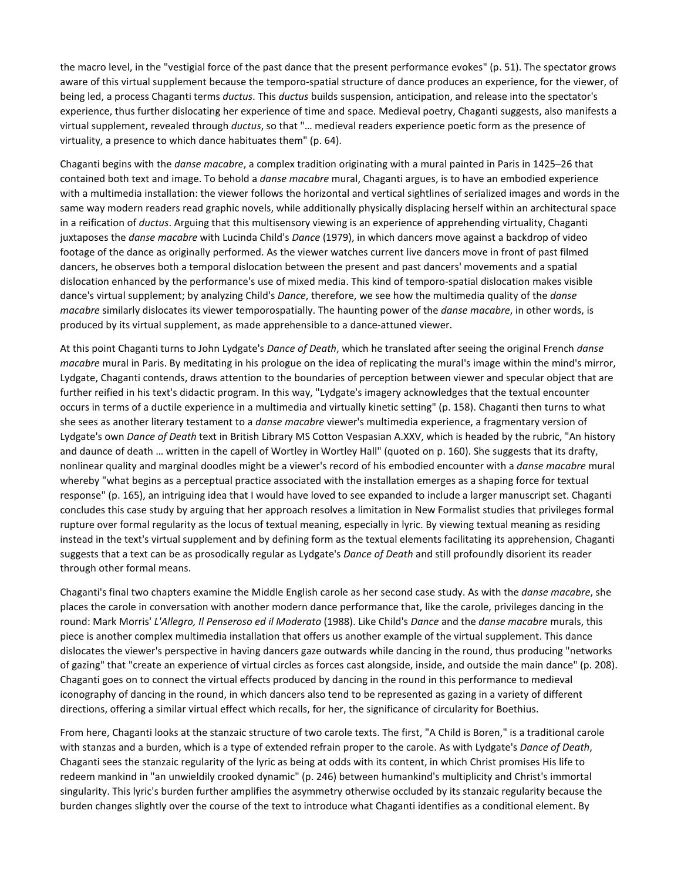the macro level, in the "vestigial force of the past dance that the present performance evokes" (p. 51). The spectator grows aware of this virtual supplement because the temporo-spatial structure of dance produces an experience, for the viewer, of being led, a process Chaganti terms *ductus*. This *ductus* builds suspension, anticipation, and release into the spectator's experience, thus further dislocating her experience of time and space. Medieval poetry, Chaganti suggests, also manifests a virtual supplement, revealed through *ductus*, so that "… medieval readers experience poetic form as the presence of virtuality, a presence to which dance habituates them" (p. 64).

Chaganti begins with the *danse macabre*, a complex tradition originating with a mural painted in Paris in 1425–26 that contained both text and image. To behold a *danse macabre* mural, Chaganti argues, is to have an embodied experience with a multimedia installation: the viewer follows the horizontal and vertical sightlines of serialized images and words in the same way modern readers read graphic novels, while additionally physically displacing herself within an architectural space in a reification of *ductus*. Arguing that this multisensory viewing is an experience of apprehending virtuality, Chaganti juxtaposes the *danse macabre* with Lucinda Child's *Dance* (1979), in which dancers move against a backdrop of video footage of the dance as originally performed. As the viewer watches current live dancers move in front of past filmed dancers, he observes both a temporal dislocation between the present and past dancers' movements and a spatial dislocation enhanced by the performance's use of mixed media. This kind of temporo-spatial dislocation makes visible dance's virtual supplement; by analyzing Child's *Dance*, therefore, we see how the multimedia quality of the *danse macabre* similarly dislocates its viewer temporospatially. The haunting power of the *danse macabre*, in other words, is produced by its virtual supplement, as made apprehensible to a dance-attuned viewer.

At this point Chaganti turns to John Lydgate's *Dance of Death*, which he translated after seeing the original French *danse macabre* mural in Paris. By meditating in his prologue on the idea of replicating the mural's image within the mind's mirror, Lydgate, Chaganti contends, draws attention to the boundaries of perception between viewer and specular object that are further reified in his text's didactic program. In this way, "Lydgate's imagery acknowledges that the textual encounter occurs in terms of a ductile experience in a multimedia and virtually kinetic setting" (p. 158). Chaganti then turns to what she sees as another literary testament to a *danse macabre* viewer's multimedia experience, a fragmentary version of Lydgate's own *Dance of Death* text in British Library MS Cotton Vespasian A.XXV, which is headed by the rubric, "An history and daunce of death … written in the capell of Wortley in Wortley Hall" (quoted on p. 160). She suggests that its drafty, nonlinear quality and marginal doodles might be a viewer's record of his embodied encounter with a *danse macabre* mural whereby "what begins as a perceptual practice associated with the installation emerges as a shaping force for textual response" (p. 165), an intriguing idea that I would have loved to see expanded to include a larger manuscript set. Chaganti concludes this case study by arguing that her approach resolves a limitation in New Formalist studies that privileges formal rupture over formal regularity as the locus of textual meaning, especially in lyric. By viewing textual meaning as residing instead in the text's virtual supplement and by defining form as the textual elements facilitating its apprehension, Chaganti suggests that a text can be as prosodically regular as Lydgate's *Dance of Death* and still profoundly disorient its reader through other formal means.

Chaganti's final two chapters examine the Middle English carole as her second case study. As with the *danse macabre*, she places the carole in conversation with another modern dance performance that, like the carole, privileges dancing in the round: Mark Morris' *L'Allegro, Il Penseroso ed il Moderato* (1988). Like Child's *Dance* and the *danse macabre* murals, this piece is another complex multimedia installation that offers us another example of the virtual supplement. This dance dislocates the viewer's perspective in having dancers gaze outwards while dancing in the round, thus producing "networks of gazing" that "create an experience of virtual circles as forces cast alongside, inside, and outside the main dance" (p. 208). Chaganti goes on to connect the virtual effects produced by dancing in the round in this performance to medieval iconography of dancing in the round, in which dancers also tend to be represented as gazing in a variety of different directions, offering a similar virtual effect which recalls, for her, the significance of circularity for Boethius.

From here, Chaganti looks at the stanzaic structure of two carole texts. The first, "A Child is Boren," is a traditional carole with stanzas and a burden, which is a type of extended refrain proper to the carole. As with Lydgate's *Dance of Death*, Chaganti sees the stanzaic regularity of the lyric as being at odds with its content, in which Christ promises His life to redeem mankind in "an unwieldily crooked dynamic" (p. 246) between humankind's multiplicity and Christ's immortal singularity. This lyric's burden further amplifies the asymmetry otherwise occluded by its stanzaic regularity because the burden changes slightly over the course of the text to introduce what Chaganti identifies as a conditional element. By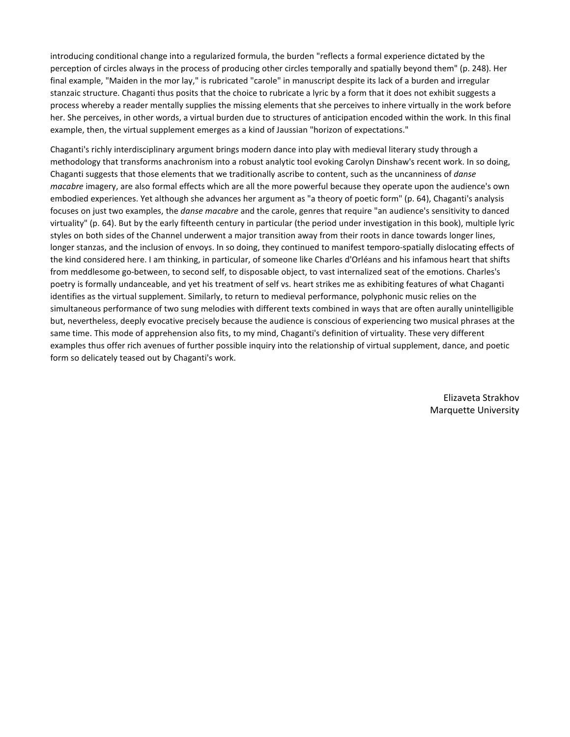introducing conditional change into a regularized formula, the burden "reflects a formal experience dictated by the perception of circles always in the process of producing other circles temporally and spatially beyond them" (p. 248). Her final example, "Maiden in the mor lay," is rubricated "carole" in manuscript despite its lack of a burden and irregular stanzaic structure. Chaganti thus posits that the choice to rubricate a lyric by a form that it does not exhibit suggests a process whereby a reader mentally supplies the missing elements that she perceives to inhere virtually in the work before her. She perceives, in other words, a virtual burden due to structures of anticipation encoded within the work. In this final example, then, the virtual supplement emerges as a kind of Jaussian "horizon of expectations."

Chaganti's richly interdisciplinary argument brings modern dance into play with medieval literary study through a methodology that transforms anachronism into a robust analytic tool evoking Carolyn Dinshaw's recent work. In so doing, Chaganti suggests that those elements that we traditionally ascribe to content, such as the uncanniness of *danse macabre* imagery, are also formal effects which are all the more powerful because they operate upon the audience's own embodied experiences. Yet although she advances her argument as "a theory of poetic form" (p. 64), Chaganti's analysis focuses on just two examples, the *danse macabre* and the carole, genres that require "an audience's sensitivity to danced virtuality" (p. 64). But by the early fifteenth century in particular (the period under investigation in this book), multiple lyric styles on both sides of the Channel underwent a major transition away from their roots in dance towards longer lines, longer stanzas, and the inclusion of envoys. In so doing, they continued to manifest temporo-spatially dislocating effects of the kind considered here. I am thinking, in particular, of someone like Charles d'Orléans and his infamous heart that shifts from meddlesome go-between, to second self, to disposable object, to vast internalized seat of the emotions. Charles's poetry is formally undanceable, and yet his treatment of self vs. heart strikes me as exhibiting features of what Chaganti identifies as the virtual supplement. Similarly, to return to medieval performance, polyphonic music relies on the simultaneous performance of two sung melodies with different texts combined in ways that are often aurally unintelligible but, nevertheless, deeply evocative precisely because the audience is conscious of experiencing two musical phrases at the same time. This mode of apprehension also fits, to my mind, Chaganti's definition of virtuality. These very different examples thus offer rich avenues of further possible inquiry into the relationship of virtual supplement, dance, and poetic form so delicately teased out by Chaganti's work.

Elizaveta Strakhov
Marquette University